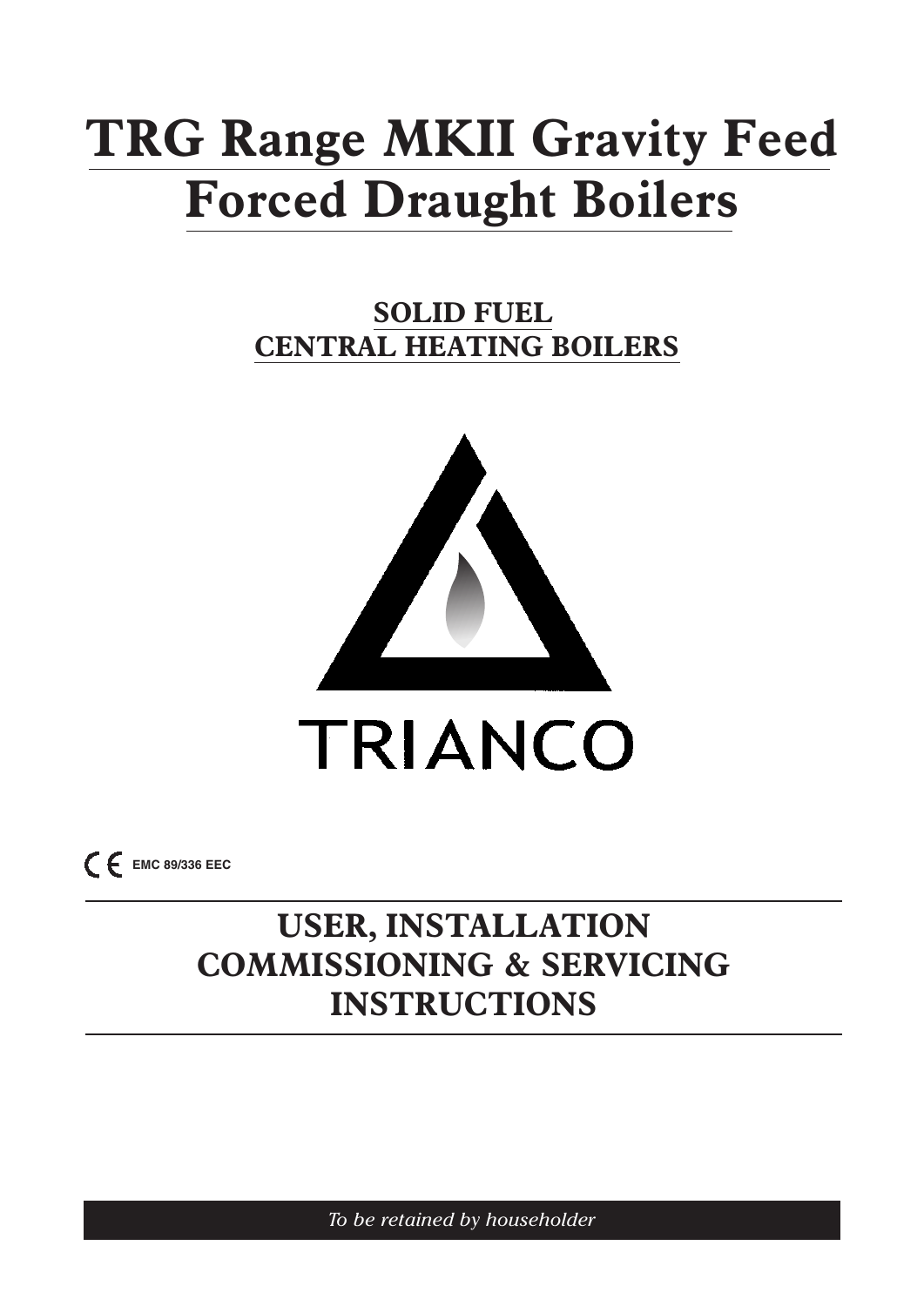# TRG Range MKII Gravity Feed Forced Draught Boilers

## SOLID FUEL CENTRAL HEATING BOILERS

TRIANCO

CE EMC 89/336 EEC

## USER, INSTALLATION COMMISSIONING & SERVICING INSTRUCTIONS

*To be retained by householder*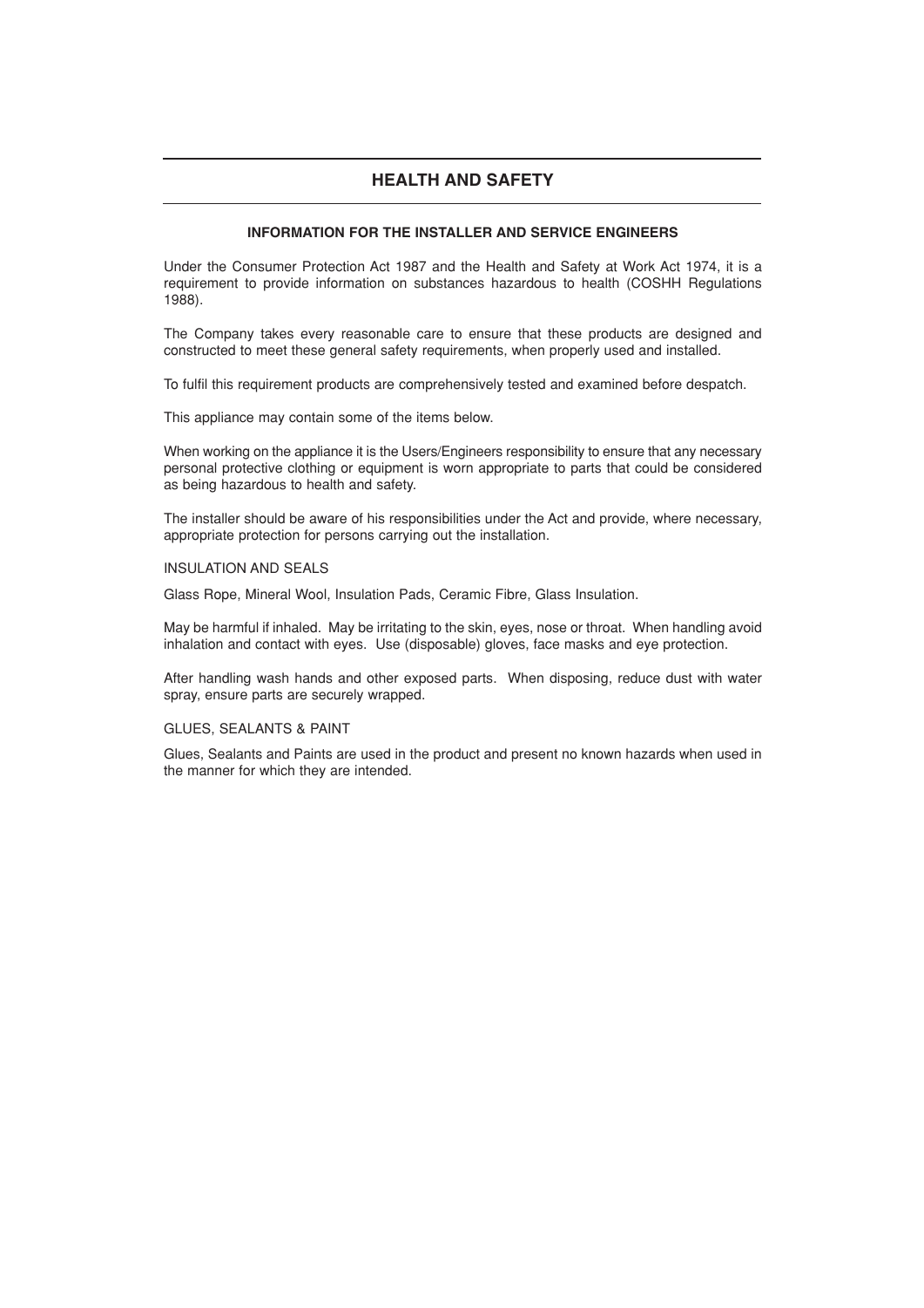## HEALTH AND SAFETY

### INFORMATION FOR THE INSTALLER AND SERVICE ENGINEERS

Under the Consumer Protection Act 1987 and the Health and Safety at Work Act 1974, it is a requirement to provide information on substances hazardous to health (COSHH Regulations 1988).

The Company takes every reasonable care to ensure that these products are designed and constructed to meet these general safety requirements, when properly used and installed.

To fulfil this requirement products are comprehensively tested and examined before despatch.

This appliance may contain some of the items below.

When working on the appliance it is the Users/Engineers responsibility to ensure that any necessary personal protective clothing or equipment is worn appropriate to parts that could be considered as being hazardous to health and safety.

The installer should be aware of his responsibilities under the Act and provide, where necessary, appropriate protection for persons carrying out the installation.

INSULATION AND SEALS

Glass Rope, Mineral Wool, Insulation Pads, Ceramic Fibre, Glass Insulation.

May be harmful if inhaled. May be irritating to the skin, eyes, nose or throat. When handling avoid inhalation and contact with eyes. Use (disposable) gloves, face masks and eye protection.

After handling wash hands and other exposed parts. When disposing, reduce dust with water spray, ensure parts are securely wrapped.

GLUES, SEALANTS & PAINT

Glues, Sealants and Paints are used in the product and present no known hazards when used in the manner for which they are intended.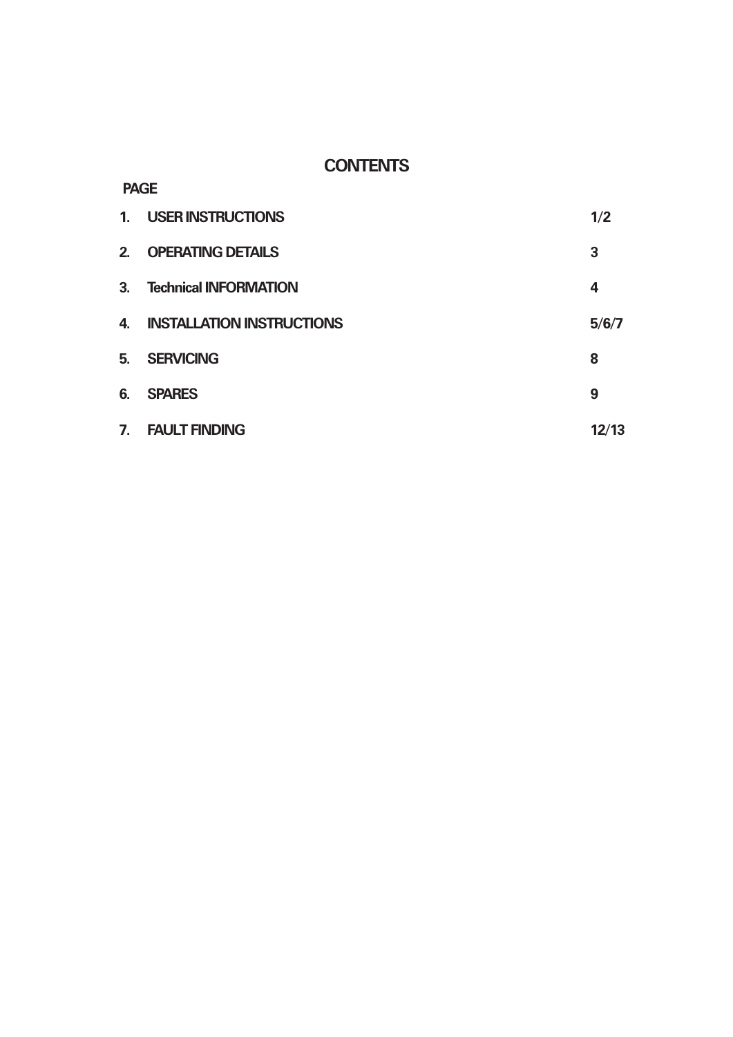# CONTENTS

| | | PAGE |
|---|---|---|
| 1. | USER INSTRUCTIONS | 1/2 |
| 2. | OPERATING DETAILS | 3 |
| 3. | Technical INFORMATION | 4 |
| 4. | INSTALLATION INSTRUCTIONS | 5/6/7 |
| 5. | SERVICING | 8 |
| 6. | SPARES | 9 |
| 7. | FAULT FINDING | 12/13 |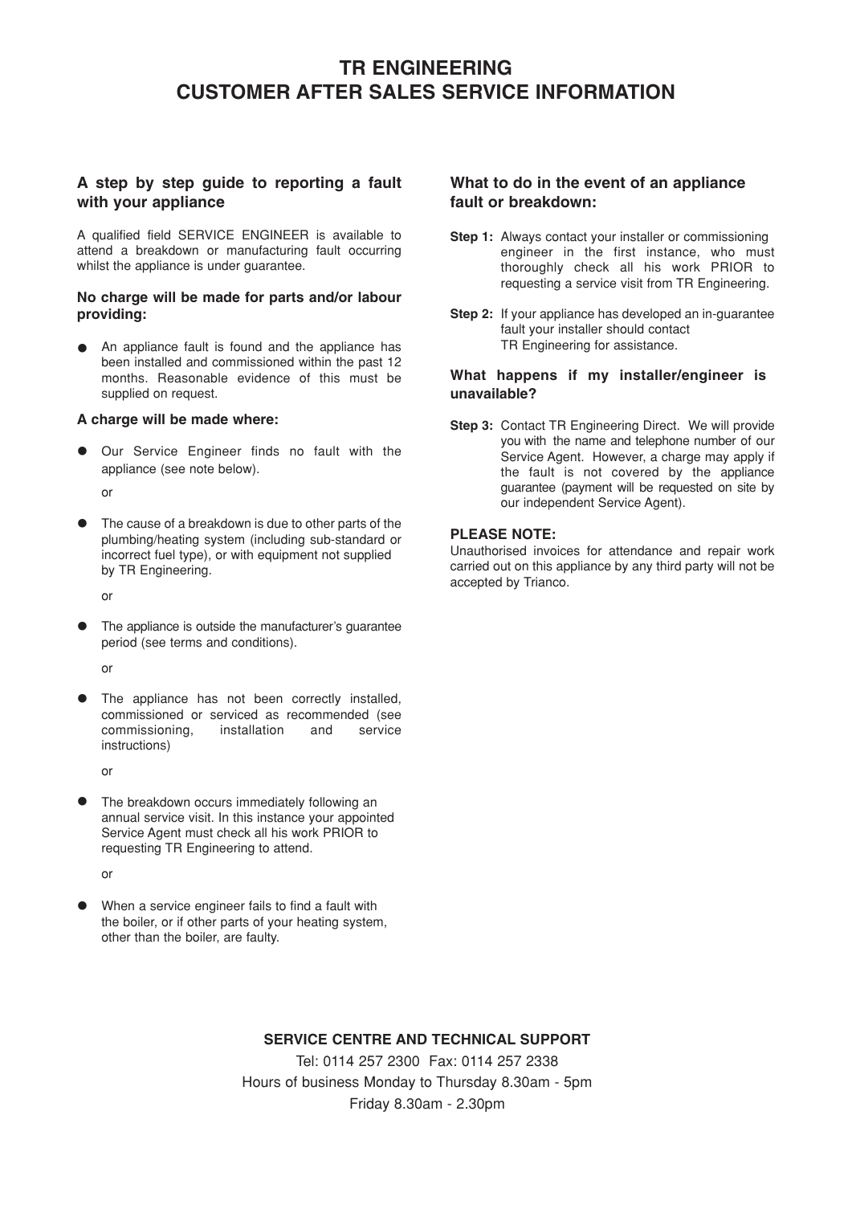# TR ENGINEERING
# CUSTOMER AFTER SALES SERVICE INFORMATION

## A step by step guide to reporting a fault with your appliance

A qualified field SERVICE ENGINEER is available to attend a breakdown or manufacturing fault occurring whilst the appliance is under guarantee.

### No charge will be made for parts and/or labour providing:

- An appliance fault is found and the appliance has been installed and commissioned within the past 12 months. Reasonable evidence of this must be supplied on request.

### A charge will be made where:

- Our Service Engineer finds no fault with the appliance (see note below).

  or

- The cause of a breakdown is due to other parts of the plumbing/heating system (including sub-standard or incorrect fuel type), or with equipment not supplied by TR Engineering.

  or

- The appliance is outside the manufacturer's guarantee period (see terms and conditions).

  or

- The appliance has not been correctly installed, commissioned or serviced as recommended (see commissioning, installation and service instructions)

  or

- The breakdown occurs immediately following an annual service visit. In this instance your appointed Service Agent must check all his work PRIOR to requesting TR Engineering to attend.

  or

- When a service engineer fails to find a fault with the boiler, or if other parts of your heating system, other than the boiler, are faulty.

## What to do in the event of an appliance fault or breakdown:

**Step 1:** Always contact your installer or commissioning engineer in the first instance, who must thoroughly check all his work PRIOR to requesting a service visit from TR Engineering.

**Step 2:** If your appliance has developed an in-guarantee fault your installer should contact TR Engineering for assistance.

### What happens if my installer/engineer is unavailable?

**Step 3:** Contact TR Engineering Direct. We will provide you with the name and telephone number of our Service Agent. However, a charge may apply if the fault is not covered by the appliance guarantee (payment will be requested on site by our independent Service Agent).

### PLEASE NOTE:

Unauthorised invoices for attendance and repair work carried out on this appliance by any third party will not be accepted by Trianco.

**SERVICE CENTRE AND TECHNICAL SUPPORT**

Tel: 0114 257 2300 Fax: 0114 257 2338

Hours of business Monday to Thursday 8.30am - 5pm

Friday 8.30am - 2.30pm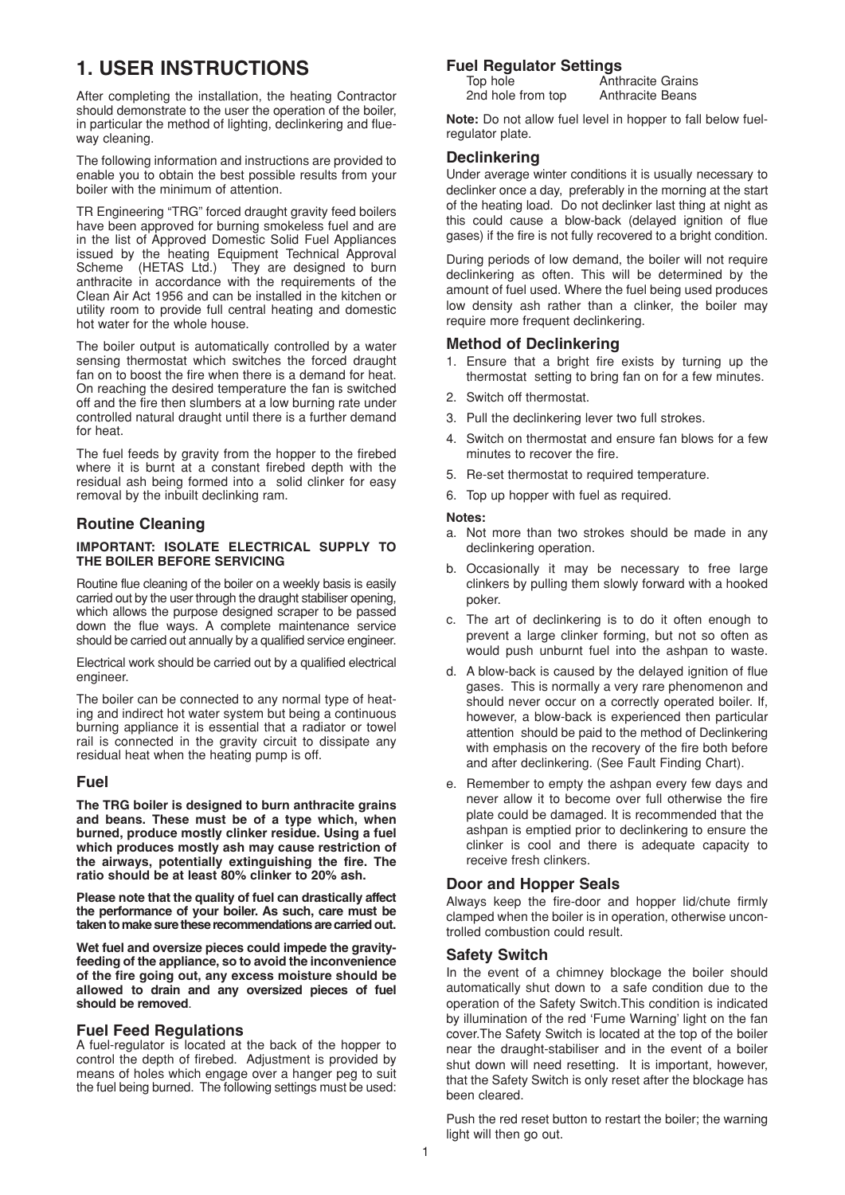# 1. USER INSTRUCTIONS

After completing the installation, the heating Contractor should demonstrate to the user the operation of the boiler, in particular the method of lighting, declinkering and flue-way cleaning.

The following information and instructions are provided to enable you to obtain the best possible results from your boiler with the minimum of attention.

TR Engineering "TRG" forced draught gravity feed boilers have been approved for burning smokeless fuel and are in the list of Approved Domestic Solid Fuel Appliances issued by the heating Equipment Technical Approval Scheme (HETAS Ltd.) They are designed to burn anthracite in accordance with the requirements of the Clean Air Act 1956 and can be installed in the kitchen or utility room to provide full central heating and domestic hot water for the whole house.

The boiler output is automatically controlled by a water sensing thermostat which switches the forced draught fan on to boost the fire when there is a demand for heat. On reaching the desired temperature the fan is switched off and the fire then slumbers at a low burning rate under controlled natural draught until there is a further demand for heat.

The fuel feeds by gravity from the hopper to the firebed where it is burnt at a constant firebed depth with the residual ash being formed into a solid clinker for easy removal by the inbuilt declinking ram.

## Routine Cleaning

**IMPORTANT: ISOLATE ELECTRICAL SUPPLY TO THE BOILER BEFORE SERVICING**

Routine flue cleaning of the boiler on a weekly basis is easily carried out by the user through the draught stabiliser opening, which allows the purpose designed scraper to be passed down the flue ways. A complete maintenance service should be carried out annually by a qualified service engineer.

Electrical work should be carried out by a qualified electrical engineer.

The boiler can be connected to any normal type of heating and indirect hot water system but being a continuous burning appliance it is essential that a radiator or towel rail is connected in the gravity circuit to dissipate any residual heat when the heating pump is off.

## Fuel

**The TRG boiler is designed to burn anthracite grains and beans. These must be of a type which, when burned, produce mostly clinker residue. Using a fuel which produces mostly ash may cause restriction of the airways, potentially extinguishing the fire. The ratio should be at least 80% clinker to 20% ash.**

**Please note that the quality of fuel can drastically affect the performance of your boiler. As such, care must be taken to make sure these recommendations are carried out.**

**Wet fuel and oversize pieces could impede the gravity-feeding of the appliance, so to avoid the inconvenience of the fire going out, any excess moisture should be allowed to drain and any oversized pieces of fuel should be removed**.

## Fuel Feed Regulations

A fuel-regulator is located at the back of the hopper to control the depth of firebed. Adjustment is provided by means of holes which engage over a hanger peg to suit the fuel being burned. The following settings must be used:

## Fuel Regulator Settings

| | |
|---|---|
| Top hole | Anthracite Grains |
| 2nd hole from top | Anthracite Beans |

**Note:** Do not allow fuel level in hopper to fall below fuel-regulator plate.

## Declinkering

Under average winter conditions it is usually necessary to declinker once a day, preferably in the morning at the start of the heating load. Do not declinker last thing at night as this could cause a blow-back (delayed ignition of flue gases) if the fire is not fully recovered to a bright condition.

During periods of low demand, the boiler will not require declinkering as often. This will be determined by the amount of fuel used. Where the fuel being used produces low density ash rather than a clinker, the boiler may require more frequent declinkering.

## Method of Declinkering

1. Ensure that a bright fire exists by turning up the thermostat setting to bring fan on for a few minutes.
2. Switch off thermostat.
3. Pull the declinkering lever two full strokes.
4. Switch on thermostat and ensure fan blows for a few minutes to recover the fire.
5. Re-set thermostat to required temperature.
6. Top up hopper with fuel as required.

**Notes:**

a. Not more than two strokes should be made in any declinkering operation.

b. Occasionally it may be necessary to free large clinkers by pulling them slowly forward with a hooked poker.

c. The art of declinkering is to do it often enough to prevent a large clinker forming, but not so often as would push unburnt fuel into the ashpan to waste.

d. A blow-back is caused by the delayed ignition of flue gases. This is normally a very rare phenomenon and should never occur on a correctly operated boiler. If, however, a blow-back is experienced then particular attention should be paid to the method of Declinkering with emphasis on the recovery of the fire both before and after declinkering. (See Fault Finding Chart).

e. Remember to empty the ashpan every few days and never allow it to become over full otherwise the fire plate could be damaged. It is recommended that the ashpan is emptied prior to declinkering to ensure the clinker is cool and there is adequate capacity to receive fresh clinkers.

## Door and Hopper Seals

Always keep the fire-door and hopper lid/chute firmly clamped when the boiler is in operation, otherwise uncontrolled combustion could result.

## Safety Switch

In the event of a chimney blockage the boiler should automatically shut down to a safe condition due to the operation of the Safety Switch.This condition is indicated by illumination of the red 'Fume Warning' light on the fan cover.The Safety Switch is located at the top of the boiler near the draught-stabiliser and in the event of a boiler shut down will need resetting. It is important, however, that the Safety Switch is only reset after the blockage has been cleared.

Push the red reset button to restart the boiler; the warning light will then go out.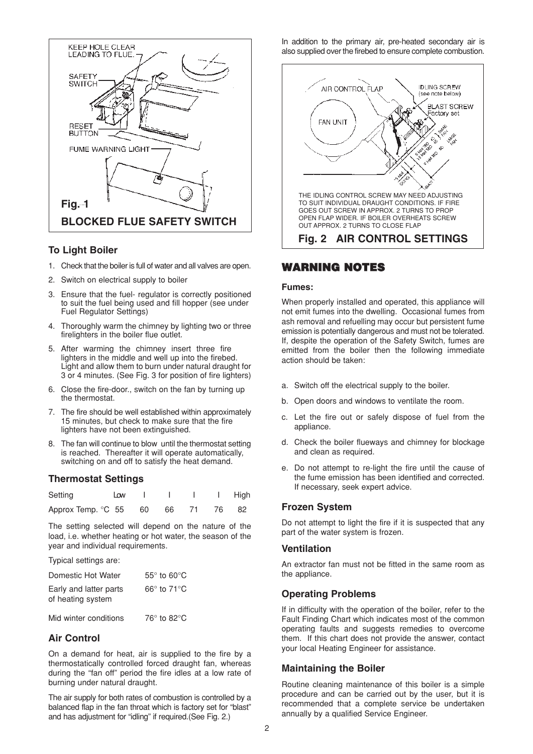KEEP HOLE CLEAR LEADING TO FLUE.

SAFETY SWITCH

RESET BUTTON

FUME WARNING LIGHT

**Fig. 1**

**BLOCKED FLUE SAFETY SWITCH**

### To Light Boiler

1. Check that the boiler is full of water and all valves are open.
2. Switch on electrical supply to boiler
3. Ensure that the fuel- regulator is correctly positioned to suit the fuel being used and fill hopper (see under Fuel Regulator Settings)
4. Thoroughly warm the chimney by lighting two or three firelighters in the boiler flue outlet.
5. After warming the chimney insert three fire lighters in the middle and well up into the firebed. Light and allow them to burn under natural draught for 3 or 4 minutes. (See Fig. 3 for position of fire lighters)
6. Close the fire-door., switch on the fan by turning up the thermostat.
7. The fire should be well established within approximately 15 minutes, but check to make sure that the fire lighters have not been extinguished.
8. The fan will continue to blow until the thermostat setting is reached. Thereafter it will operate automatically, switching on and off to satisfy the heat demand.

### Thermostat Settings

| Setting | Low | I | I | I | I | High |
|---|---|---|---|---|---|---|
| Approx Temp. °C | 55 | 60 | 66 | 71 | 76 | 82 |

The setting selected will depend on the nature of the load, i.e. whether heating or hot water, the season of the year and individual requirements.

Typical settings are:

| | |
|---|---|
| Domestic Hot Water | 55° to 60°C |
| Early and latter parts of heating system | 66° to 71°C |
| Mid winter conditions | 76° to 82°C |

### Air Control

On a demand for heat, air is supplied to the fire by a thermostatically controlled forced draught fan, whereas during the "fan off" period the fire idles at a low rate of burning under natural draught.

The air supply for both rates of combustion is controlled by a balanced flap in the fan throat which is factory set for "blast" and has adjustment for "idling" if required.(See Fig. 2.)

In addition to the primary air, pre-heated secondary air is also supplied over the firebed to ensure complete combustion.

AIR CONTROL FLAP

IDLING SCREW (see note below)

BLAST SCREW Factory set

FAN UNIT

THE IDLING CONTROL SCREW MAY NEED ADJUSTING TO SUIT INDIVIDUAL DRAUGHT CONDITIONS. IF FIRE GOES OUT SCREW IN APPROX. 2 TURNS TO PROP OPEN FLAP WIDER. IF BOILER OVERHEATS SCREW OUT APPROX. 2 TURNS TO CLOSE FLAP

**Fig. 2 AIR CONTROL SETTINGS**

## WARNING NOTES

### Fumes:

When properly installed and operated, this appliance will not emit fumes into the dwelling. Occasional fumes from ash removal and refuelling may occur but persistent fume emission is potentially dangerous and must not be tolerated. If, despite the operation of the Safety Switch, fumes are emitted from the boiler then the following immediate action should be taken:

a. Switch off the electrical supply to the boiler.
b. Open doors and windows to ventilate the room.
c. Let the fire out or safely dispose of fuel from the appliance.
d. Check the boiler flueways and chimney for blockage and clean as required.
e. Do not attempt to re-light the fire until the cause of the fume emission has been identified and corrected. If necessary, seek expert advice.

### Frozen System

Do not attempt to light the fire if it is suspected that any part of the water system is frozen.

### Ventilation

An extractor fan must not be fitted in the same room as the appliance.

### Operating Problems

If in difficulty with the operation of the boiler, refer to the Fault Finding Chart which indicates most of the common operating faults and suggests remedies to overcome them. If this chart does not provide the answer, contact your local Heating Engineer for assistance.

### Maintaining the Boiler

Routine cleaning maintenance of this boiler is a simple procedure and can be carried out by the user, but it is recommended that a complete service be undertaken annually by a qualified Service Engineer.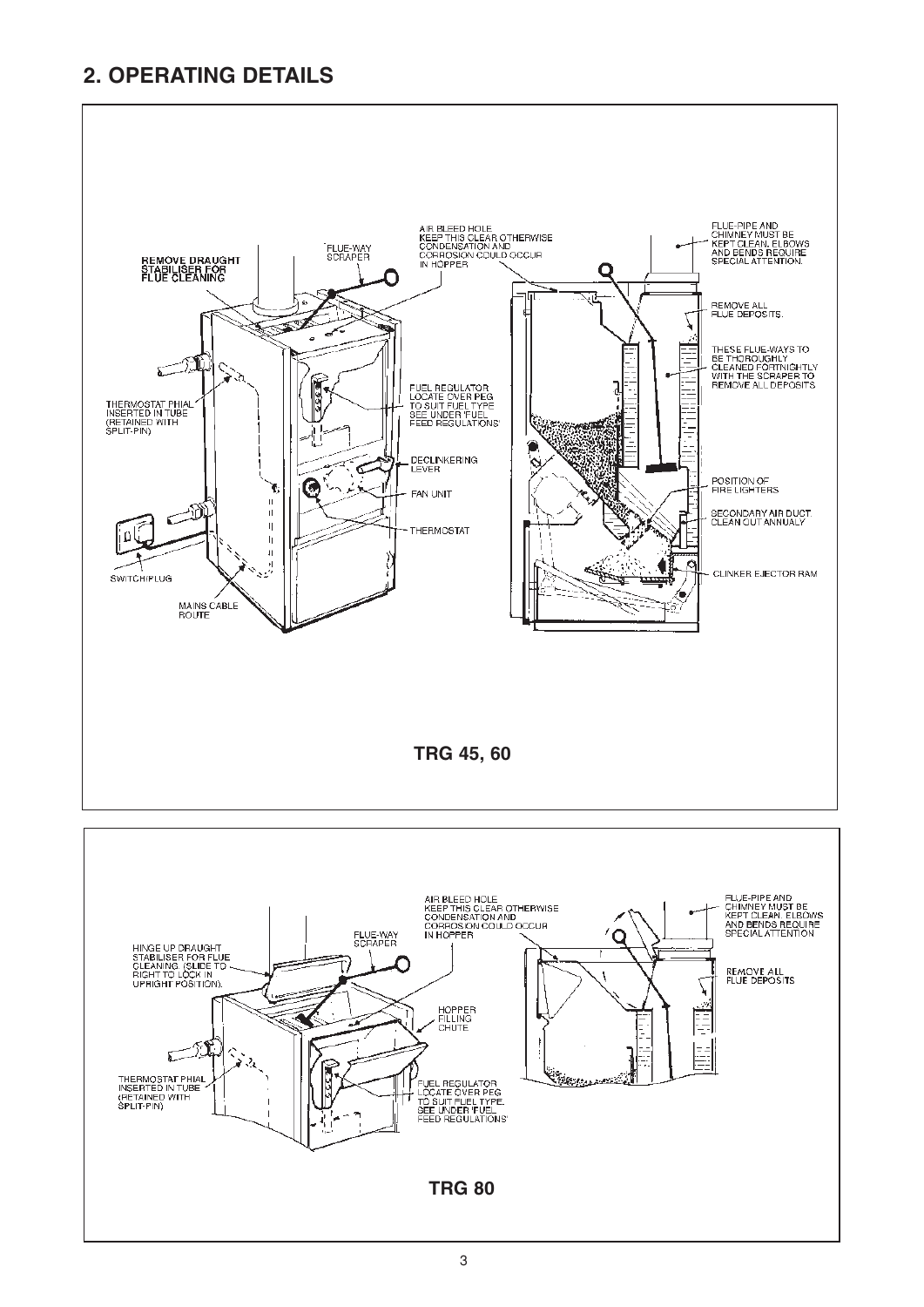## 2. OPERATING DETAILS

REMOVE DRAUGHT STABILISER FOR FLUE CLEANING

FLUE-WAY SCRAPER

AIR BLEED HOLE KEEP THIS CLEAR OTHERWISE CONDENSATION AND CORROSION COULD OCCUR IN HOPPER

FLUE-PIPE AND CHIMNEY MUST BE KEPT CLEAN. ELBOWS AND BENDS REQUIRE SPECIAL ATTENTION.

REMOVE ALL FLUE DEPOSITS.

THESE FLUE-WAYS TO BE THOROUGHLY CLEANED FORTNIGHTLY WITH THE SCRAPER TO REMOVE ALL DEPOSITS.

THERMOSTAT PHIAL INSERTED IN TUBE (RETAINED WITH SPLIT-PIN)

FUEL REGULATOR LOCATE OVER PEG TO SUIT FUEL TYPE SEE UNDER 'FUEL FEED REGULATIONS'

DECLINKERING LEVER

FAN UNIT

THERMOSTAT

POSITION OF FIRE LIGHTERS

SECONDARY AIR DUCT. CLEAN OUT ANNUALY

CLINKER EJECTOR RAM

SWITCH/PLUG

MAINS CABLE ROUTE

**TRG 45, 60**

HINGE UP DRAUGHT STABILISER FOR FLUE CLEANING. (SLIDE TO RIGHT TO LOCK IN UPRIGHT POSITION).

FLUE-WAY SCRAPER

AIR BLEED HOLE KEEP THIS CLEAR OTHERWISE CONDENSATION AND CORROSION COULD OCCUR IN HOPPER

FLUE-PIPE AND CHIMNEY MUST BE KEPT CLEAN. ELBOWS AND BENDS REQUIRE SPECIAL ATTENTION

REMOVE ALL FLUE DEPOSITS

HOPPER FILLING CHUTE

THERMOSTAT PHIAL INSERTED IN TUBE (RETAINED WITH SPLIT-PIN)

FUEL REGULATOR LOCATE OVER PEG TO SUIT FUEL TYPE. SEE UNDER 'FUEL FEED REGULATIONS'

**TRG 80**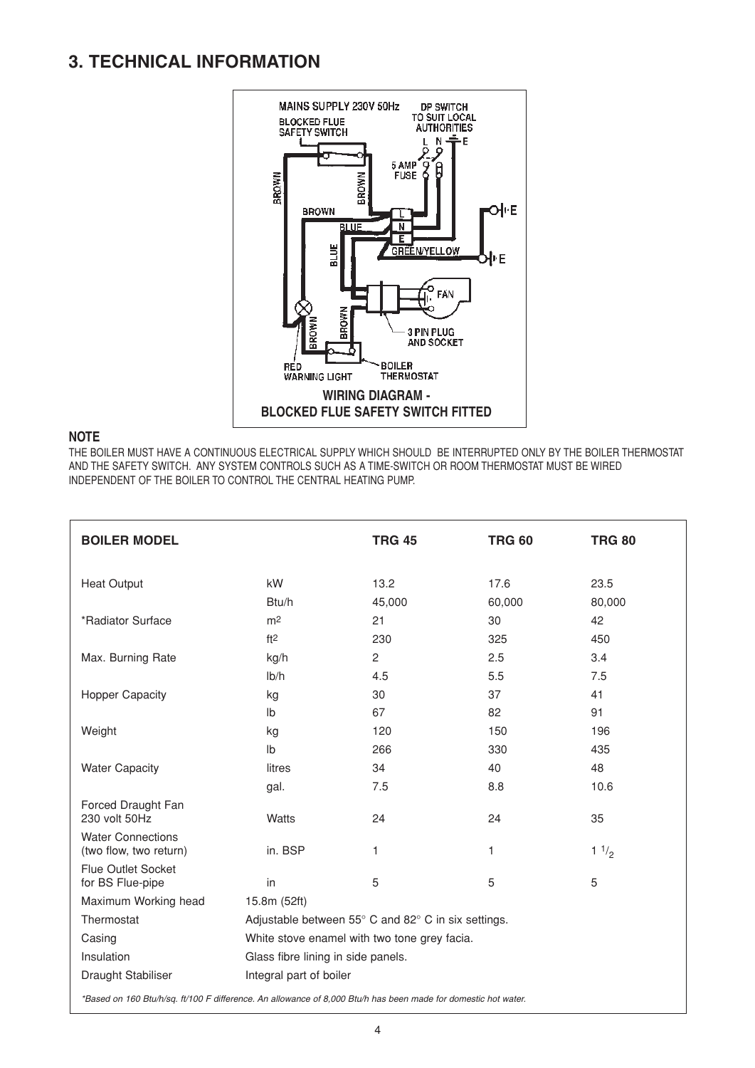# 3. TECHNICAL INFORMATION

MAINS SUPPLY 230V 50Hz

DP SWITCH TO SUIT LOCAL AUTHORITIES

BLOCKED FLUE SAFETY SWITCH

L N E

5 AMP FUSE

BROWN

BLUE

GREEN/YELLOW

FAN

3 PIN PLUG AND SOCKET

RED WARNING LIGHT

BOILER THERMOSTAT

**WIRING DIAGRAM - BLOCKED FLUE SAFETY SWITCH FITTED**

**NOTE**

THE BOILER MUST HAVE A CONTINUOUS ELECTRICAL SUPPLY WHICH SHOULD BE INTERRUPTED ONLY BY THE BOILER THERMOSTAT AND THE SAFETY SWITCH. ANY SYSTEM CONTROLS SUCH AS A TIME-SWITCH OR ROOM THERMOSTAT MUST BE WIRED INDEPENDENT OF THE BOILER TO CONTROL THE CENTRAL HEATING PUMP.

| **BOILER MODEL** | | **TRG 45** | **TRG 60** | **TRG 80** |
|---|---|---|---|---|
| Heat Output | kW | 13.2 | 17.6 | 23.5 |
| | Btu/h | 45,000 | 60,000 | 80,000 |
| *Radiator Surface | $m^2$ | 21 | 30 | 42 |
| | $ft^2$ | 230 | 325 | 450 |
| Max. Burning Rate | kg/h | 2 | 2.5 | 3.4 |
| | lb/h | 4.5 | 5.5 | 7.5 |
| Hopper Capacity | kg | 30 | 37 | 41 |
| | lb | 67 | 82 | 91 |
| Weight | kg | 120 | 150 | 196 |
| | lb | 266 | 330 | 435 |
| Water Capacity | litres | 34 | 40 | 48 |
| | gal. | 7.5 | 8.8 | 10.6 |
| Forced Draught Fan 230 volt 50Hz | Watts | 24 | 24 | 35 |
| Water Connections (two flow, two return) | in. BSP | 1 | 1 | 1 $^1/_2$ |
| Flue Outlet Socket for BS Flue-pipe | in | 5 | 5 | 5 |
| Maximum Working head | 15.8m (52ft) | | | |
| Thermostat | Adjustable between 55° C and 82° C in six settings. | | | |
| Casing | White stove enamel with two tone grey facia. | | | |
| Insulation | Glass fibre lining in side panels. | | | |
| Draught Stabiliser | Integral part of boiler | | | |

*\*Based on 160 Btu/h/sq. ft/100 F difference. An allowance of 8,000 Btu/h has been made for domestic hot water.*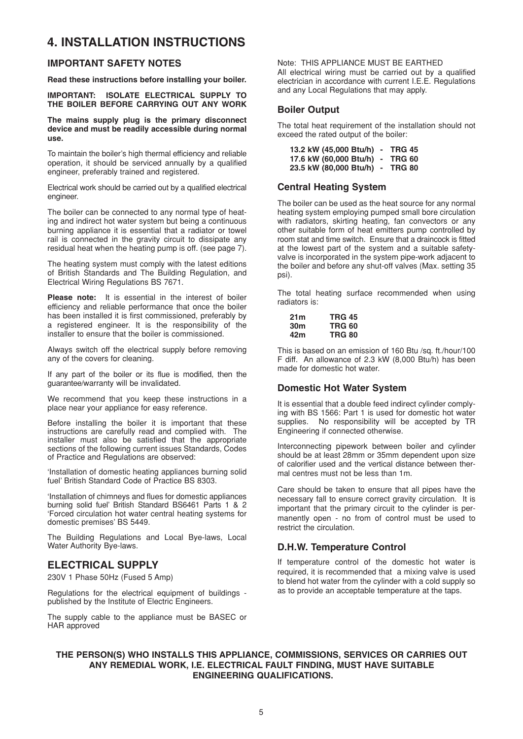# 4. INSTALLATION INSTRUCTIONS

## IMPORTANT SAFETY NOTES

**Read these instructions before installing your boiler.**

**IMPORTANT: ISOLATE ELECTRICAL SUPPLY TO THE BOILER BEFORE CARRYING OUT ANY WORK**

**The mains supply plug is the primary disconnect device and must be readily accessible during normal use.**

To maintain the boiler's high thermal efficiency and reliable operation, it should be serviced annually by a qualified engineer, preferably trained and registered.

Electrical work should be carried out by a qualified electrical engineer.

The boiler can be connected to any normal type of heating and indirect hot water system but being a continuous burning appliance it is essential that a radiator or towel rail is connected in the gravity circuit to dissipate any residual heat when the heating pump is off. (see page 7).

The heating system must comply with the latest editions of British Standards and The Building Regulation, and Electrical Wiring Regulations BS 7671.

**Please note:** It is essential in the interest of boiler efficiency and reliable performance that once the boiler has been installed it is first commissioned, preferably by a registered engineer. It is the responsibility of the installer to ensure that the boiler is commissioned.

Always switch off the electrical supply before removing any of the covers for cleaning.

If any part of the boiler or its flue is modified, then the guarantee/warranty will be invalidated.

We recommend that you keep these instructions in a place near your appliance for easy reference.

Before installing the boiler it is important that these instructions are carefully read and complied with. The installer must also be satisfied that the appropriate sections of the following current issues Standards, Codes of Practice and Regulations are observed:

'Installation of domestic heating appliances burning solid fuel' British Standard Code of Practice BS 8303.

'Installation of chimneys and flues for domestic appliances burning solid fuel' British Standard BS6461 Parts 1 & 2 'Forced circulation hot water central heating systems for domestic premises' BS 5449.

The Building Regulations and Local Bye-laws, Local Water Authority Bye-laws.

## ELECTRICAL SUPPLY

230V 1 Phase 50Hz (Fused 5 Amp)

Regulations for the electrical equipment of buildings - published by the Institute of Electric Engineers.

The supply cable to the appliance must be BASEC or HAR approved

Note: THIS APPLIANCE MUST BE EARTHED

All electrical wiring must be carried out by a qualified electrician in accordance with current I.E.E. Regulations and any Local Regulations that may apply.

### Boiler Output

The total heat requirement of the installation should not exceed the rated output of the boiler:

**13.2 kW (45,000 Btu/h) - TRG 45**
**17.6 kW (60,000 Btu/h) - TRG 60**
**23.5 kW (80,000 Btu/h) - TRG 80**

### Central Heating System

The boiler can be used as the heat source for any normal heating system employing pumped small bore circulation with radiators, skirting heating, fan convectors or any other suitable form of heat emitters pump controlled by room stat and time switch. Ensure that a draincock is fitted at the lowest part of the system and a suitable safety-valve is incorporated in the system pipe-work adjacent to the boiler and before any shut-off valves (Max. setting 35 psi).

The total heating surface recommended when using radiators is:

| | |
|---|---|
| **21m** | **TRG 45** |
| **30m** | **TRG 60** |
| **42m** | **TRG 80** |

This is based on an emission of 160 Btu /sq. ft./hour/100 F diff. An allowance of 2.3 kW (8,000 Btu/h) has been made for domestic hot water.

### Domestic Hot Water System

It is essential that a double feed indirect cylinder complying with BS 1566: Part 1 is used for domestic hot water supplies. No responsibility will be accepted by TR Engineering if connected otherwise.

Interconnecting pipework between boiler and cylinder should be at least 28mm or 35mm dependent upon size of calorifier used and the vertical distance between thermal centres must not be less than 1m.

Care should be taken to ensure that all pipes have the necessary fall to ensure correct gravity circulation. It is important that the primary circuit to the cylinder is permanently open - no from of control must be used to restrict the circulation.

### D.H.W. Temperature Control

If temperature control of the domestic hot water is required, it is recommended that a mixing valve is used to blend hot water from the cylinder with a cold supply so as to provide an acceptable temperature at the taps.

**THE PERSON(S) WHO INSTALLS THIS APPLIANCE, COMMISSIONS, SERVICES OR CARRIES OUT ANY REMEDIAL WORK, I.E. ELECTRICAL FAULT FINDING, MUST HAVE SUITABLE ENGINEERING QUALIFICATIONS.**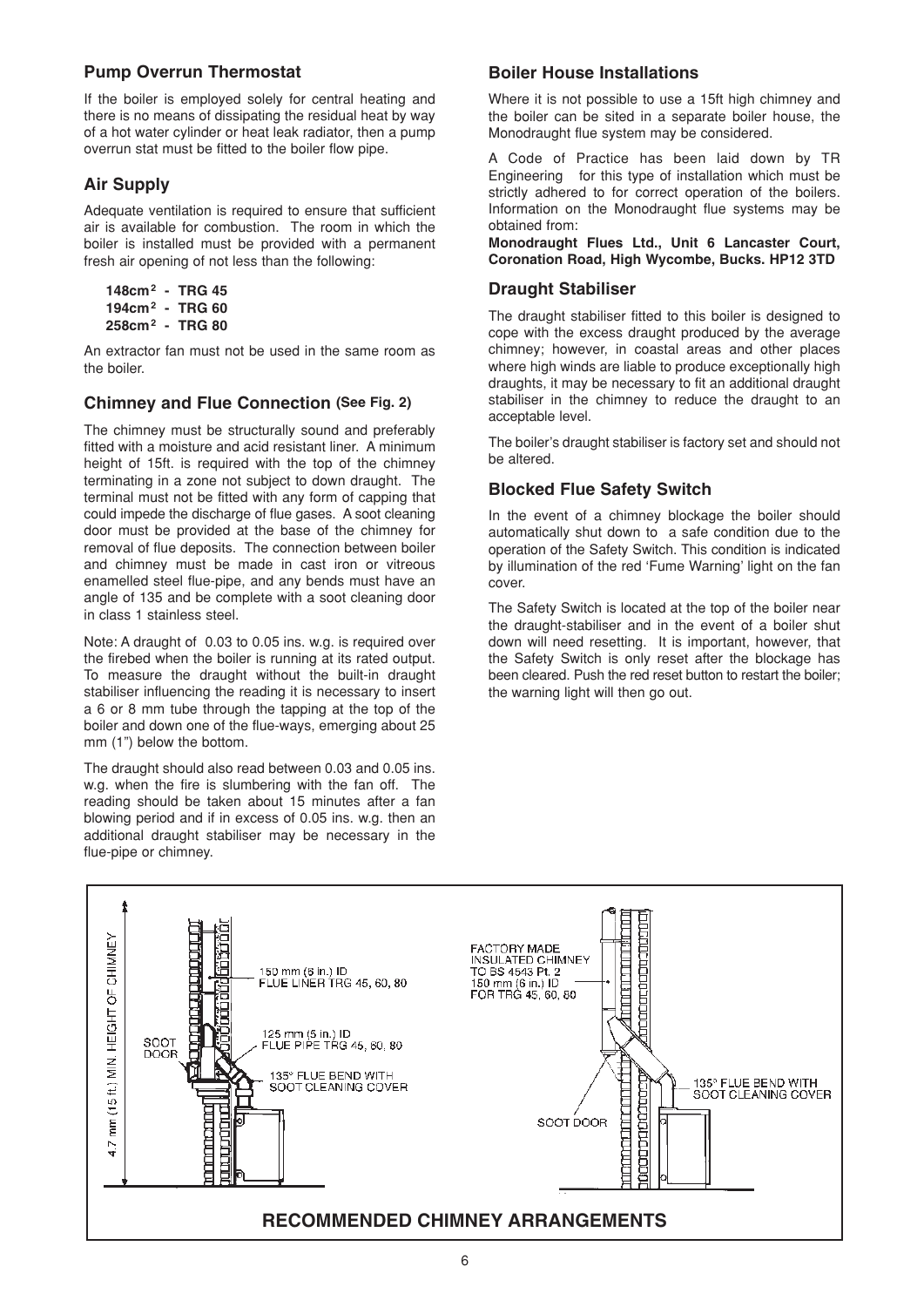## Pump Overrun Thermostat

If the boiler is employed solely for central heating and there is no means of dissipating the residual heat by way of a hot water cylinder or heat leak radiator, then a pump overrun stat must be fitted to the boiler flow pipe.

## Air Supply

Adequate ventilation is required to ensure that sufficient air is available for combustion. The room in which the boiler is installed must be provided with a permanent fresh air opening of not less than the following:

**148cm² - TRG 45**
**194cm² - TRG 60**
**258cm² - TRG 80**

An extractor fan must not be used in the same room as the boiler.

## Chimney and Flue Connection (See Fig. 2)

The chimney must be structurally sound and preferably fitted with a moisture and acid resistant liner. A minimum height of 15ft. is required with the top of the chimney terminating in a zone not subject to down draught. The terminal must not be fitted with any form of capping that could impede the discharge of flue gases. A soot cleaning door must be provided at the base of the chimney for removal of flue deposits. The connection between boiler and chimney must be made in cast iron or vitreous enamelled steel flue-pipe, and any bends must have an angle of 135 and be complete with a soot cleaning door in class 1 stainless steel.

Note: A draught of 0.03 to 0.05 ins. w.g. is required over the firebed when the boiler is running at its rated output. To measure the draught without the built-in draught stabiliser influencing the reading it is necessary to insert a 6 or 8 mm tube through the tapping at the top of the boiler and down one of the flue-ways, emerging about 25 mm (1") below the bottom.

The draught should also read between 0.03 and 0.05 ins. w.g. when the fire is slumbering with the fan off. The reading should be taken about 15 minutes after a fan blowing period and if in excess of 0.05 ins. w.g. then an additional draught stabiliser may be necessary in the flue-pipe or chimney.

## Boiler House Installations

Where it is not possible to use a 15ft high chimney and the boiler can be sited in a separate boiler house, the Monodraught flue system may be considered.

A Code of Practice has been laid down by TR Engineering for this type of installation which must be strictly adhered to for correct operation of the boilers. Information on the Monodraught flue systems may be obtained from:

**Monodraught Flues Ltd., Unit 6 Lancaster Court, Coronation Road, High Wycombe, Bucks. HP12 3TD**

## Draught Stabiliser

The draught stabiliser fitted to this boiler is designed to cope with the excess draught produced by the average chimney; however, in coastal areas and other places where high winds are liable to produce exceptionally high draughts, it may be necessary to fit an additional draught stabiliser in the chimney to reduce the draught to an acceptable level.

The boiler's draught stabiliser is factory set and should not be altered.

## Blocked Flue Safety Switch

In the event of a chimney blockage the boiler should automatically shut down to a safe condition due to the operation of the Safety Switch. This condition is indicated by illumination of the red 'Fume Warning' light on the fan cover.

The Safety Switch is located at the top of the boiler near the draught-stabiliser and in the event of a boiler shut down will need resetting. It is important, however, that the Safety Switch is only reset after the blockage has been cleared. Push the red reset button to restart the boiler; the warning light will then go out.

4.7 mm (15 ft.) MIN. HEIGHT OF CHIMNEY

150 mm (6 in.) ID FLUE LINER TRG 45, 60, 80

SOOT DOOR

125 mm (5 in.) ID FLUE PIPE TRG 45, 60, 80

135° FLUE BEND WITH SOOT CLEANING COVER

FACTORY MADE INSULATED CHIMNEY TO BS 4543 Pt. 2 150 mm (6 in.) ID FOR TRG 45, 60, 80

135° FLUE BEND WITH SOOT CLEANING COVER

SOOT DOOR

**RECOMMENDED CHIMNEY ARRANGEMENTS**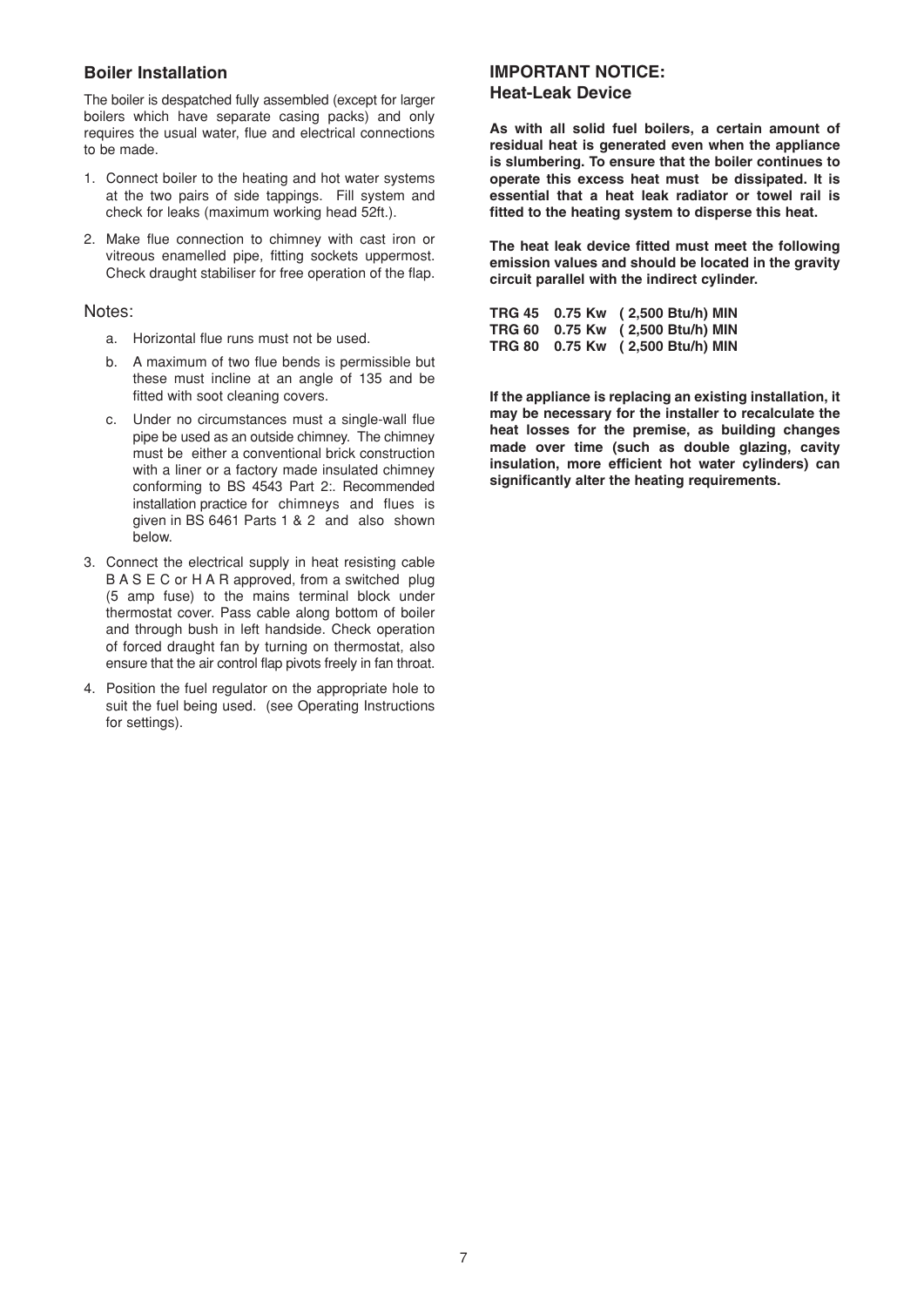### Boiler Installation

The boiler is despatched fully assembled (except for larger boilers which have separate casing packs) and only requires the usual water, flue and electrical connections to be made.

1. Connect boiler to the heating and hot water systems at the two pairs of side tappings. Fill system and check for leaks (maximum working head 52ft.).
2. Make flue connection to chimney with cast iron or vitreous enamelled pipe, fitting sockets uppermost. Check draught stabiliser for free operation of the flap.

Notes:

a. Horizontal flue runs must not be used.

b. A maximum of two flue bends is permissible but these must incline at an angle of 135 and be fitted with soot cleaning covers.

c. Under no circumstances must a single-wall flue pipe be used as an outside chimney. The chimney must be either a conventional brick construction with a liner or a factory made insulated chimney conforming to BS 4543 Part 2:. Recommended installation practice for chimneys and flues is given in BS 6461 Parts 1 & 2 and also shown below.

3. Connect the electrical supply in heat resisting cable B A S E C or H A R approved, from a switched plug (5 amp fuse) to the mains terminal block under thermostat cover. Pass cable along bottom of boiler and through bush in left handside. Check operation of forced draught fan by turning on thermostat, also ensure that the air control flap pivots freely in fan throat.
4. Position the fuel regulator on the appropriate hole to suit the fuel being used. (see Operating Instructions for settings).

### IMPORTANT NOTICE:
### Heat-Leak Device

**As with all solid fuel boilers, a certain amount of residual heat is generated even when the appliance is slumbering. To ensure that the boiler continues to operate this excess heat must be dissipated. It is essential that a heat leak radiator or towel rail is fitted to the heating system to disperse this heat.**

**The heat leak device fitted must meet the following emission values and should be located in the gravity circuit parallel with the indirect cylinder.**

| | | |
|---|---|---|
| **TRG 45** | **0.75 Kw** | **( 2,500 Btu/h) MIN** |
| **TRG 60** | **0.75 Kw** | **( 2,500 Btu/h) MIN** |
| **TRG 80** | **0.75 Kw** | **( 2,500 Btu/h) MIN** |

**If the appliance is replacing an existing installation, it may be necessary for the installer to recalculate the heat losses for the premise, as building changes made over time (such as double glazing, cavity insulation, more efficient hot water cylinders) can significantly alter the heating requirements.**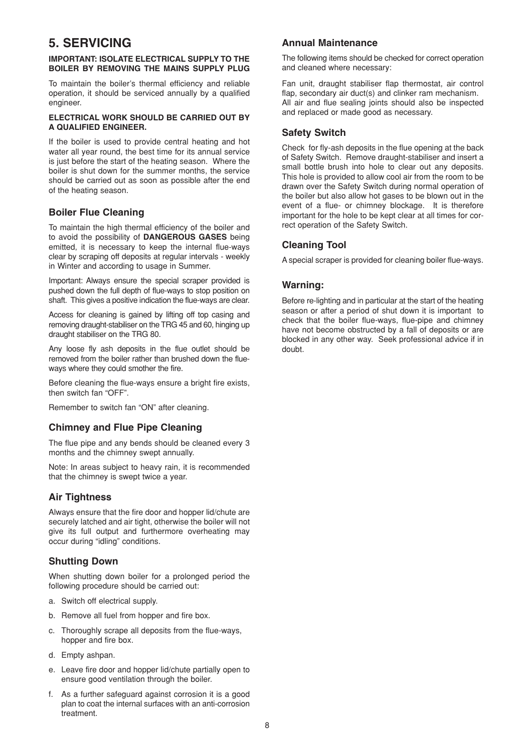# 5. SERVICING

**IMPORTANT: ISOLATE ELECTRICAL SUPPLY TO THE BOILER BY REMOVING THE MAINS SUPPLY PLUG**

To maintain the boiler's thermal efficiency and reliable operation, it should be serviced annually by a qualified engineer.

**ELECTRICAL WORK SHOULD BE CARRIED OUT BY A QUALIFIED ENGINEER.**

If the boiler is used to provide central heating and hot water all year round, the best time for its annual service is just before the start of the heating season. Where the boiler is shut down for the summer months, the service should be carried out as soon as possible after the end of the heating season.

## Boiler Flue Cleaning

To maintain the high thermal efficiency of the boiler and to avoid the possibility of **DANGEROUS GASES** being emitted, it is necessary to keep the internal flue-ways clear by scraping off deposits at regular intervals - weekly in Winter and according to usage in Summer.

Important: Always ensure the special scraper provided is pushed down the full depth of flue-ways to stop position on shaft. This gives a positive indication the flue-ways are clear.

Access for cleaning is gained by lifting off top casing and removing draught-stabiliser on the TRG 45 and 60, hinging up draught stabiliser on the TRG 80.

Any loose fly ash deposits in the flue outlet should be removed from the boiler rather than brushed down the flue-ways where they could smother the fire.

Before cleaning the flue-ways ensure a bright fire exists, then switch fan "OFF".

Remember to switch fan "ON" after cleaning.

## Chimney and Flue Pipe Cleaning

The flue pipe and any bends should be cleaned every 3 months and the chimney swept annually.

Note: In areas subject to heavy rain, it is recommended that the chimney is swept twice a year.

## Air Tightness

Always ensure that the fire door and hopper lid/chute are securely latched and air tight, otherwise the boiler will not give its full output and furthermore overheating may occur during "idling" conditions.

## Shutting Down

When shutting down boiler for a prolonged period the following procedure should be carried out:

a. Switch off electrical supply.

b. Remove all fuel from hopper and fire box.

c. Thoroughly scrape all deposits from the flue-ways, hopper and fire box.

d. Empty ashpan.

e. Leave fire door and hopper lid/chute partially open to ensure good ventilation through the boiler.

f. As a further safeguard against corrosion it is a good plan to coat the internal surfaces with an anti-corrosion treatment.

## Annual Maintenance

The following items should be checked for correct operation and cleaned where necessary:

Fan unit, draught stabiliser flap thermostat, air control flap, secondary air duct(s) and clinker ram mechanism. All air and flue sealing joints should also be inspected and replaced or made good as necessary.

## Safety Switch

Check for fly-ash deposits in the flue opening at the back of Safety Switch. Remove draught-stabiliser and insert a small bottle brush into hole to clear out any deposits. This hole is provided to allow cool air from the room to be drawn over the Safety Switch during normal operation of the boiler but also allow hot gases to be blown out in the event of a flue- or chimney blockage. It is therefore important for the hole to be kept clear at all times for correct operation of the Safety Switch.

## Cleaning Tool

A special scraper is provided for cleaning boiler flue-ways.

## Warning:

Before re-lighting and in particular at the start of the heating season or after a period of shut down it is important to check that the boiler flue-ways, flue-pipe and chimney have not become obstructed by a fall of deposits or are blocked in any other way. Seek professional advice if in doubt.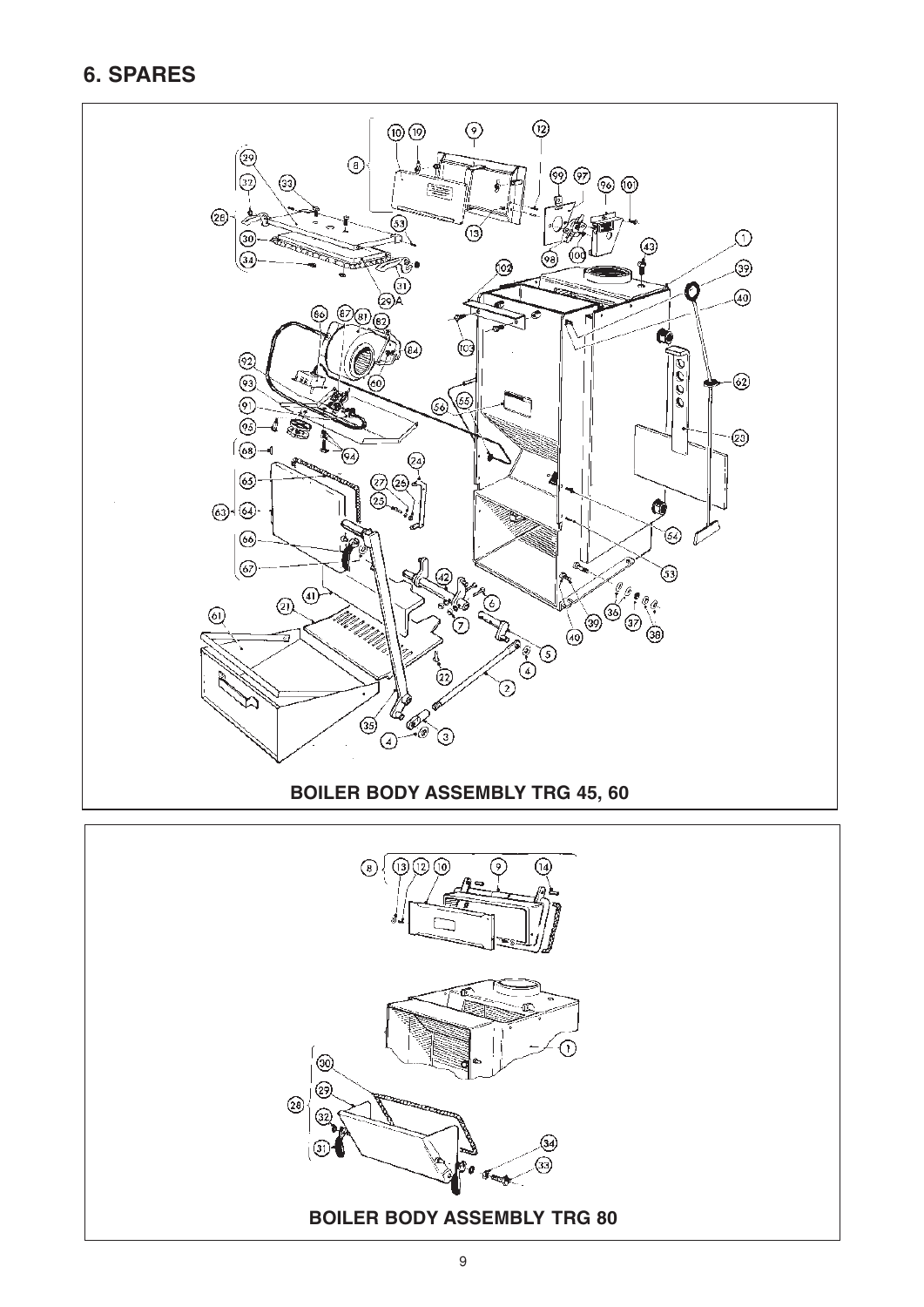## 6. SPARES

**BOILER BODY ASSEMBLY TRG 45, 60**

**BOILER BODY ASSEMBLY TRG 80**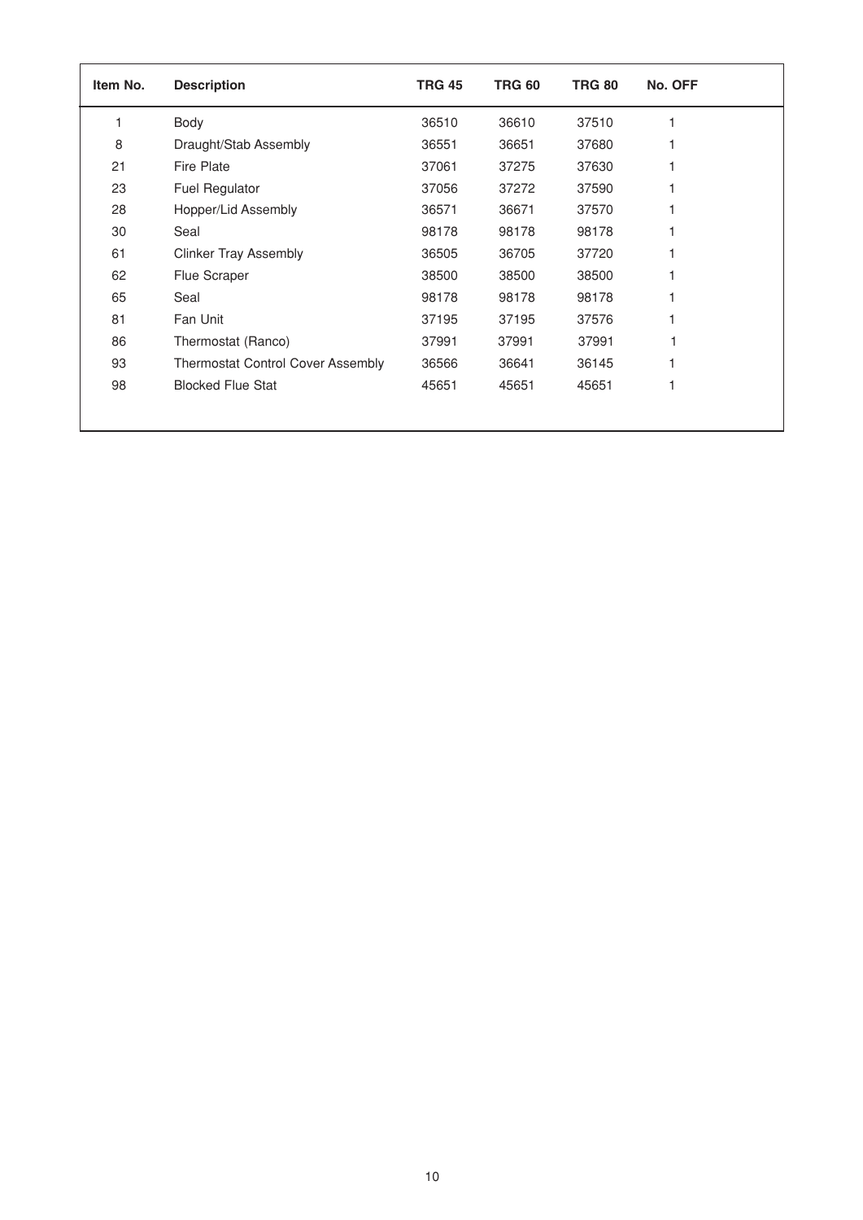| Item No. | Description | TRG 45 | TRG 60 | TRG 80 | No. OFF |
|---|---|---|---|---|---|
| 1 | Body | 36510 | 36610 | 37510 | 1 |
| 8 | Draught/Stab Assembly | 36551 | 36651 | 37680 | 1 |
| 21 | Fire Plate | 37061 | 37275 | 37630 | 1 |
| 23 | Fuel Regulator | 37056 | 37272 | 37590 | 1 |
| 28 | Hopper/Lid Assembly | 36571 | 36671 | 37570 | 1 |
| 30 | Seal | 98178 | 98178 | 98178 | 1 |
| 61 | Clinker Tray Assembly | 36505 | 36705 | 37720 | 1 |
| 62 | Flue Scraper | 38500 | 38500 | 38500 | 1 |
| 65 | Seal | 98178 | 98178 | 98178 | 1 |
| 81 | Fan Unit | 37195 | 37195 | 37576 | 1 |
| 86 | Thermostat (Ranco) | 37991 | 37991 | 37991 | 1 |
| 93 | Thermostat Control Cover Assembly | 36566 | 36641 | 36145 | 1 |
| 98 | Blocked Flue Stat | 45651 | 45651 | 45651 | 1 |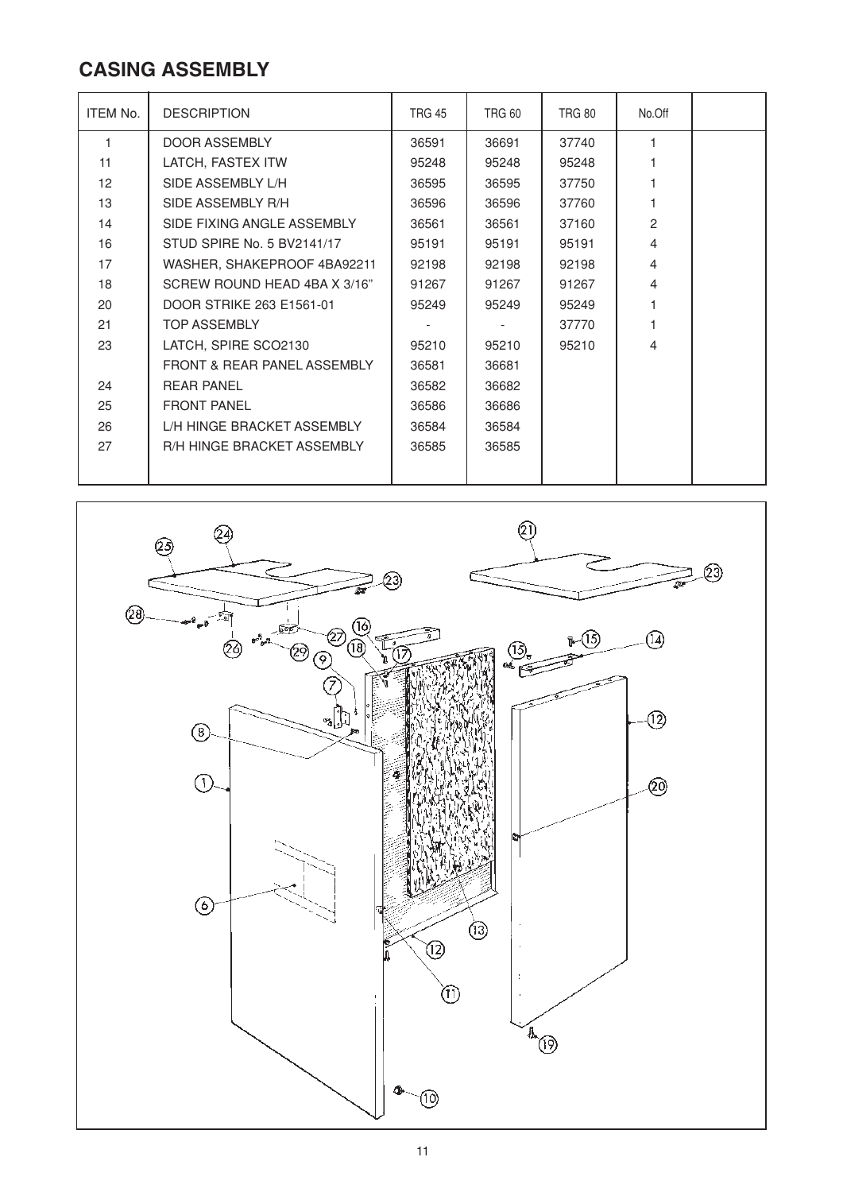## CASING ASSEMBLY

| ITEM No. | DESCRIPTION | TRG 45 | TRG 60 | TRG 80 | No.Off | |
|---|---|---|---|---|---|---|
| 1 | DOOR ASSEMBLY | 36591 | 36691 | 37740 | 1 | |
| 11 | LATCH, FASTEX ITW | 95248 | 95248 | 95248 | 1 | |
| 12 | SIDE ASSEMBLY L/H | 36595 | 36595 | 37750 | 1 | |
| 13 | SIDE ASSEMBLY R/H | 36596 | 36596 | 37760 | 1 | |
| 14 | SIDE FIXING ANGLE ASSEMBLY | 36561 | 36561 | 37160 | 2 | |
| 16 | STUD SPIRE No. 5 BV2141/17 | 95191 | 95191 | 95191 | 4 | |
| 17 | WASHER, SHAKEPROOF 4BA92211 | 92198 | 92198 | 92198 | 4 | |
| 18 | SCREW ROUND HEAD 4BA X 3/16" | 91267 | 91267 | 91267 | 4 | |
| 20 | DOOR STRIKE 263 E1561-01 | 95249 | 95249 | 95249 | 1 | |
| 21 | TOP ASSEMBLY | - | - | 37770 | 1 | |
| 23 | LATCH, SPIRE SCO2130 | 95210 | 95210 | 95210 | 4 | |
| | FRONT & REAR PANEL ASSEMBLY | 36581 | 36681 | | | |
| 24 | REAR PANEL | 36582 | 36682 | | | |
| 25 | FRONT PANEL | 36586 | 36686 | | | |
| 26 | L/H HINGE BRACKET ASSEMBLY | 36584 | 36584 | | | |
| 27 | R/H HINGE BRACKET ASSEMBLY | 36585 | 36585 | | | |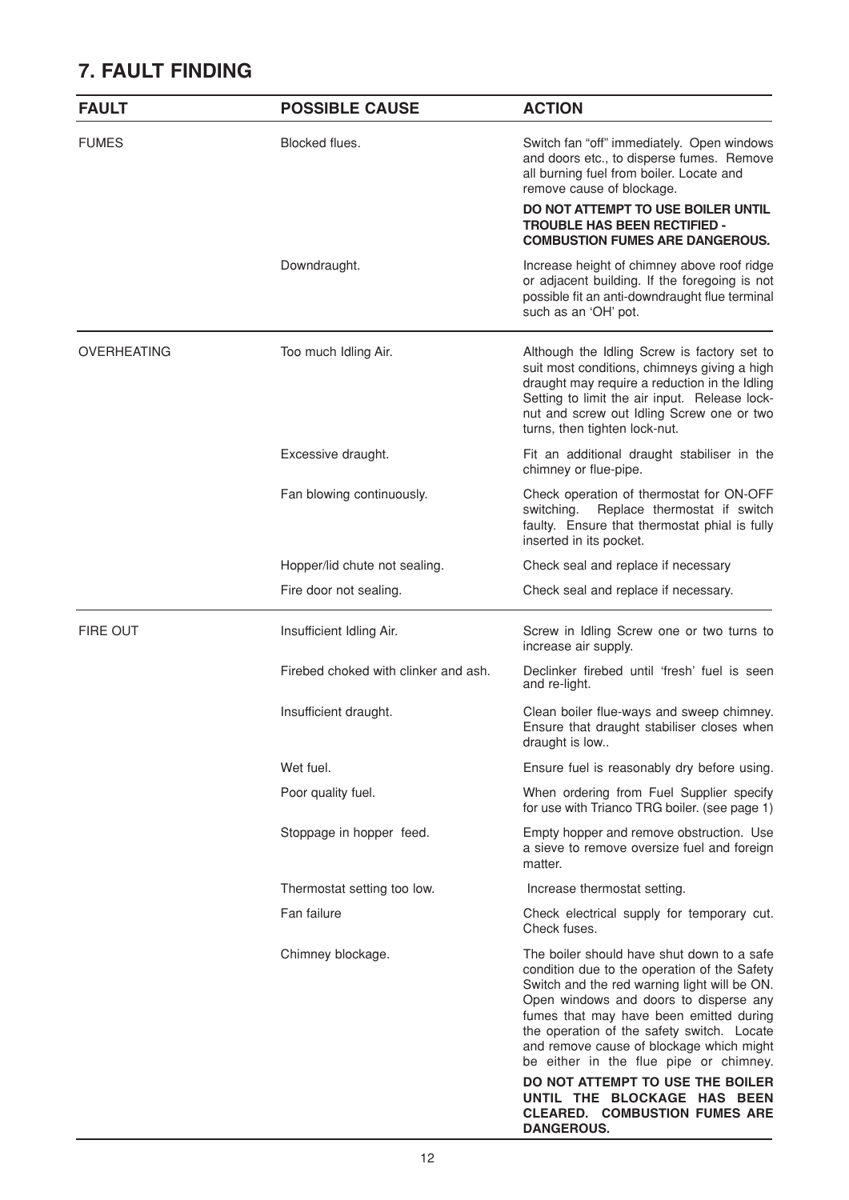## 7. FAULT FINDING

| FAULT | POSSIBLE CAUSE | ACTION |
|---|---|---|
| FUMES | Blocked flues. | Switch fan "off" immediately. Open windows and doors etc., to disperse fumes. Remove all burning fuel from boiler. Locate and remove cause of blockage. **DO NOT ATTEMPT TO USE BOILER UNTIL TROUBLE HAS BEEN RECTIFIED - COMBUSTION FUMES ARE DANGEROUS.** |
| | Downdraught. | Increase height of chimney above roof ridge or adjacent building. If the foregoing is not possible fit an anti-downdraught flue terminal such as an 'OH' pot. |
| OVERHEATING | Too much Idling Air. | Although the Idling Screw is factory set to suit most conditions, chimneys giving a high draught may require a reduction in the Idling Setting to limit the air input. Release lock-nut and screw out Idling Screw one or two turns, then tighten lock-nut. |
| | Excessive draught. | Fit an additional draught stabiliser in the chimney or flue-pipe. |
| | Fan blowing continuously. | Check operation of thermostat for ON-OFF switching. Replace thermostat if switch faulty. Ensure that thermostat phial is fully inserted in its pocket. |
| | Hopper/lid chute not sealing. | Check seal and replace if necessary |
| | Fire door not sealing. | Check seal and replace if necessary. |
| FIRE OUT | Insufficient Idling Air. | Screw in Idling Screw one or two turns to increase air supply. |
| | Firebed choked with clinker and ash. | Declinker firebed until 'fresh' fuel is seen and re-light. |
| | Insufficient draught. | Clean boiler flue-ways and sweep chimney. Ensure that draught stabiliser closes when draught is low.. |
| | Wet fuel. | Ensure fuel is reasonably dry before using. |
| | Poor quality fuel. | When ordering from Fuel Supplier specify for use with Trianco TRG boiler. (see page 1) |
| | Stoppage in hopper feed. | Empty hopper and remove obstruction. Use a sieve to remove oversize fuel and foreign matter. |
| | Thermostat setting too low. | Increase thermostat setting. |
| | Fan failure | Check electrical supply for temporary cut. Check fuses. |
| | Chimney blockage. | The boiler should have shut down to a safe condition due to the operation of the Safety Switch and the red warning light will be ON. Open windows and doors to disperse any fumes that may have been emitted during the operation of the safety switch. Locate and remove cause of blockage which might be either in the flue pipe or chimney. **DO NOT ATTEMPT TO USE THE BOILER UNTIL THE BLOCKAGE HAS BEEN CLEARED. COMBUSTION FUMES ARE DANGEROUS.** |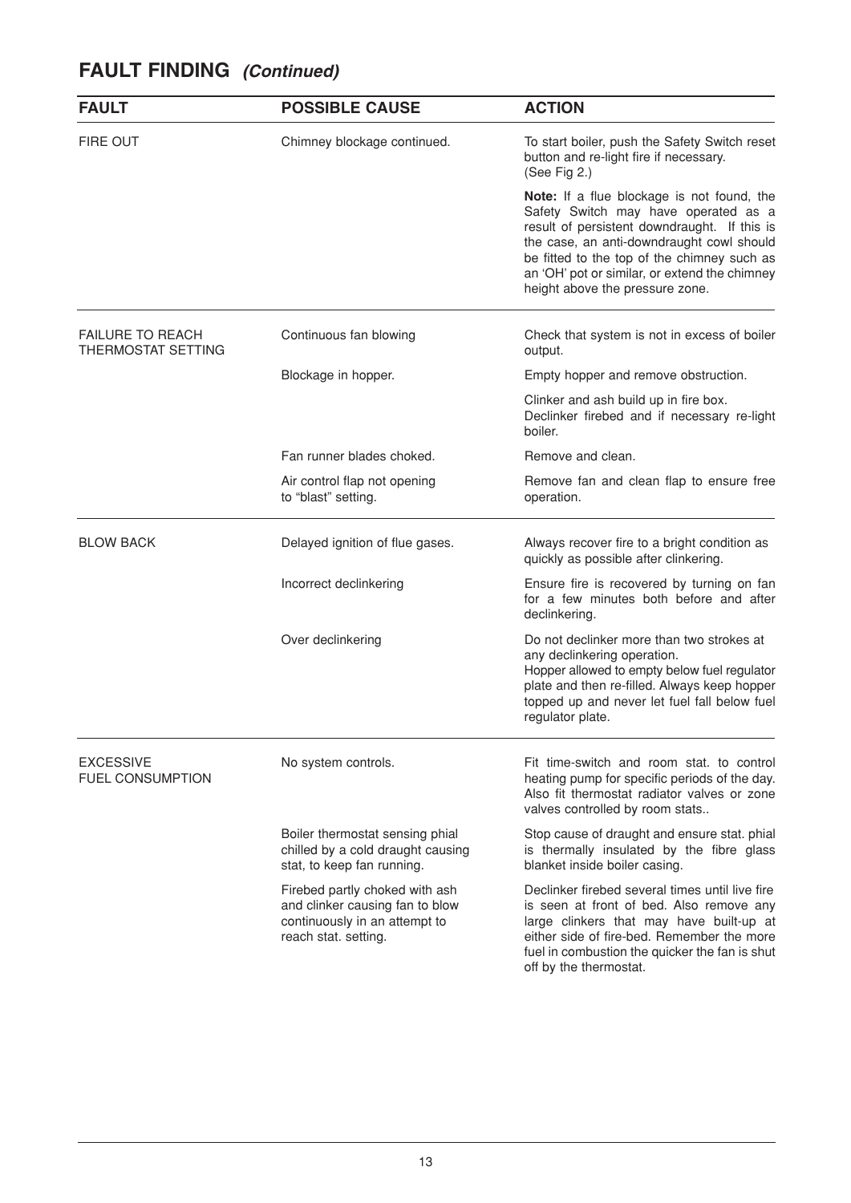# FAULT FINDING *(Continued)*

| FAULT | POSSIBLE CAUSE | ACTION |
|---|---|---|
| FIRE OUT | Chimney blockage continued. | To start boiler, push the Safety Switch reset button and re-light fire if necessary. (See Fig 2.) |
| | | **Note:** If a flue blockage is not found, the Safety Switch may have operated as a result of persistent downdraught. If this is the case, an anti-downdraught cowl should be fitted to the top of the chimney such as an 'OH' pot or similar, or extend the chimney height above the pressure zone. |
| FAILURE TO REACH THERMOSTAT SETTING | Continuous fan blowing | Check that system is not in excess of boiler output. |
| | Blockage in hopper. | Empty hopper and remove obstruction. |
| | | Clinker and ash build up in fire box. Declinker firebed and if necessary re-light boiler. |
| | Fan runner blades choked. | Remove and clean. |
| | Air control flap not opening to "blast" setting. | Remove fan and clean flap to ensure free operation. |
| BLOW BACK | Delayed ignition of flue gases. | Always recover fire to a bright condition as quickly as possible after clinkering. |
| | Incorrect declinkering | Ensure fire is recovered by turning on fan for a few minutes both before and after declinkering. |
| | Over declinkering | Do not declinker more than two strokes at any declinkering operation. Hopper allowed to empty below fuel regulator plate and then re-filled. Always keep hopper topped up and never let fuel fall below fuel regulator plate. |
| EXCESSIVE FUEL CONSUMPTION | No system controls. | Fit time-switch and room stat. to control heating pump for specific periods of the day. Also fit thermostat radiator valves or zone valves controlled by room stats.. |
| | Boiler thermostat sensing phial chilled by a cold draught causing stat, to keep fan running. | Stop cause of draught and ensure stat. phial is thermally insulated by the fibre glass blanket inside boiler casing. |
| | Firebed partly choked with ash and clinker causing fan to blow continuously in an attempt to reach stat. setting. | Declinker firebed several times until live fire is seen at front of bed. Also remove any large clinkers that may have built-up at either side of fire-bed. Remember the more fuel in combustion the quicker the fan is shut off by the thermostat. |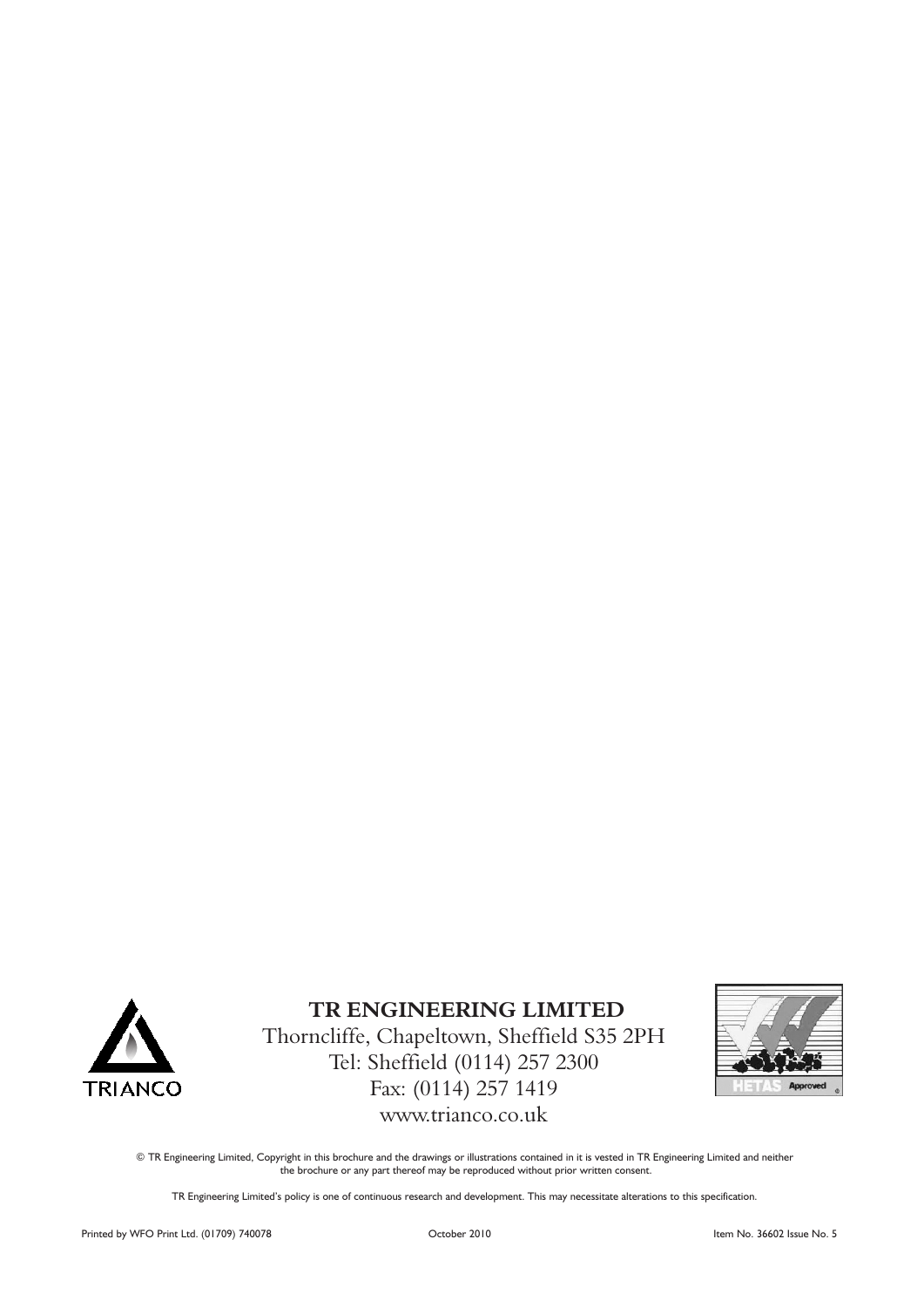TRIANCO

**TR ENGINEERING LIMITED**

Thorncliffe, Chapeltown, Sheffield S35 2PH
Tel: Sheffield (0114) 257 2300
Fax: (0114) 257 1419
www.trianco.co.uk

HETAS Approved

© TR Engineering Limited, Copyright in this brochure and the drawings or illustrations contained in it is vested in TR Engineering Limited and neither the brochure or any part thereof may be reproduced without prior written consent.

TR Engineering Limited's policy is one of continuous research and development. This may necessitate alterations to this specification.

Printed by WFO Print Ltd. (01709) 740078 October 2010 Item No. 36602 Issue No. 5